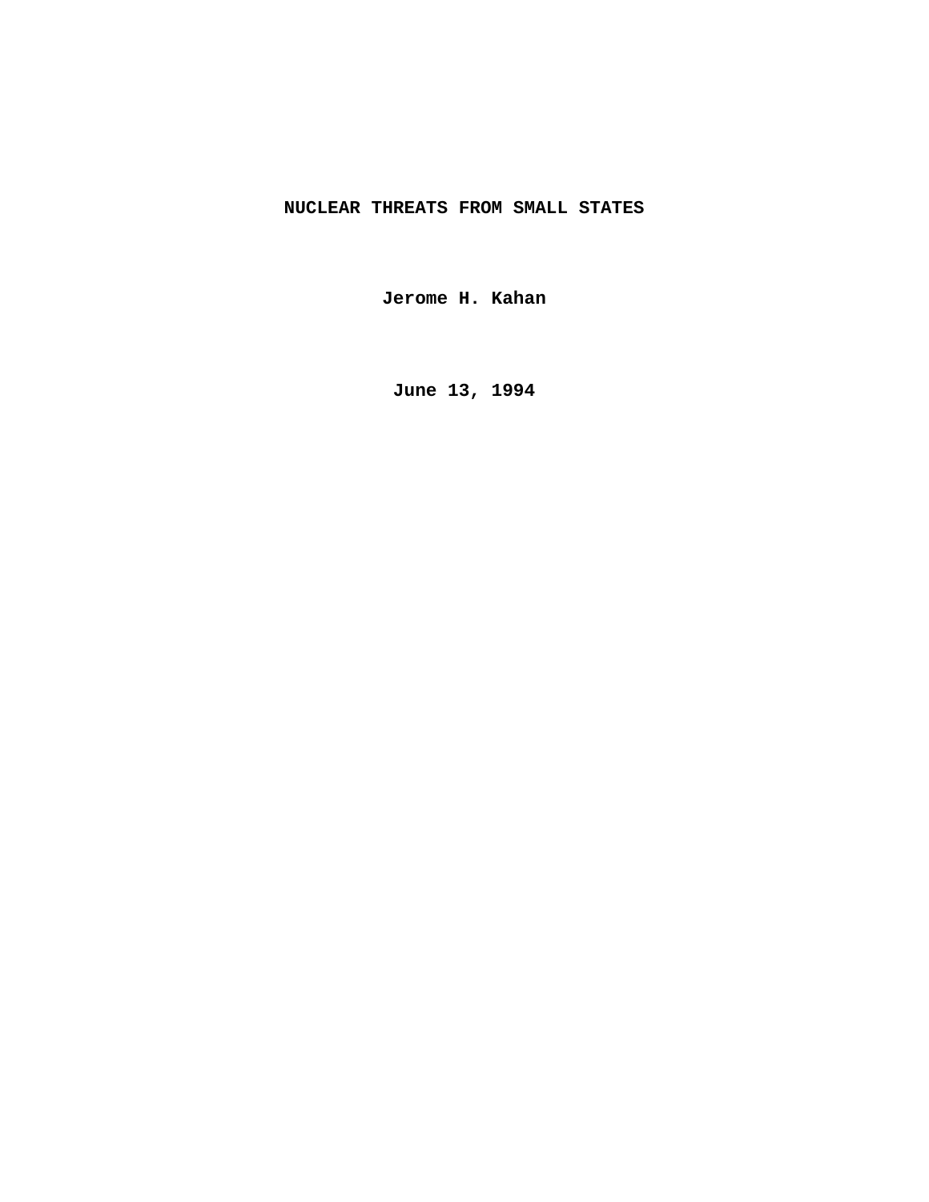# NUCLEAR THREATS FROM SMALL STATES

**Jerome H. Kahan**

**June 13, 1994**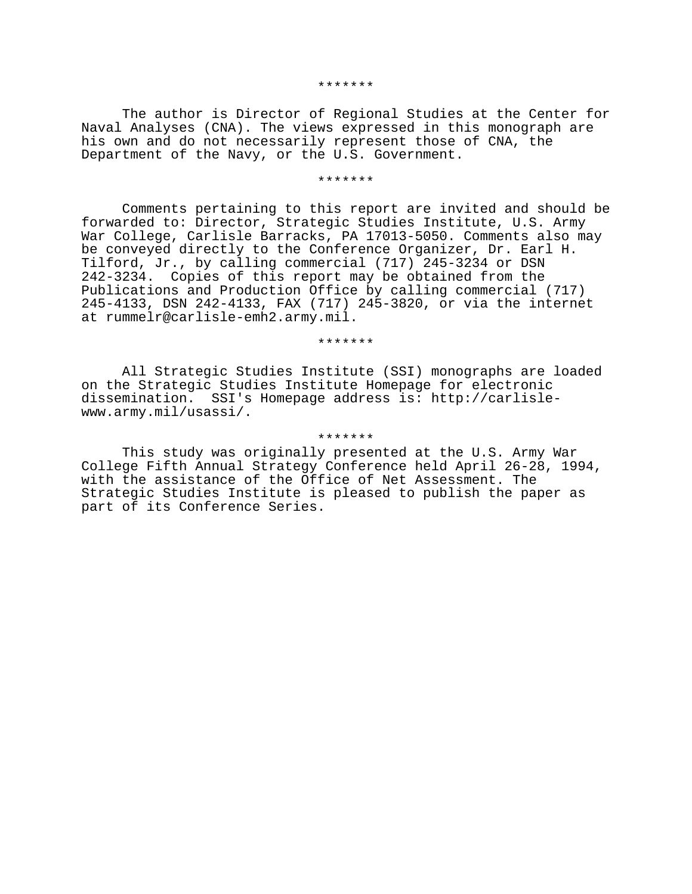*******

The author is Director of Regional Studies at the Center for Naval Analyses (CNA). The views expressed in this monograph are his own and do not necessarily represent those of CNA, the Department of the Navy, or the U.S. Government.

*******

Comments pertaining to this report are invited and should be forwarded to: Director, Strategic Studies Institute, U.S. Army War College, Carlisle Barracks, PA 17013-5050. Comments also may be conveyed directly to the Conference Organizer, Dr. Earl H. Tilford, Jr., by calling commercial (717) 245-3234 or DSN 242-3234. Copies of this report may be obtained from the Publications and Production Office by calling commercial (717) 245-4133, DSN 242-4133, FAX (717) 245-3820, or via the internet at rummelr@carlisle-emh2.army.mil.

*******

All Strategic Studies Institute (SSI) monographs are loaded on the Strategic Studies Institute Homepage for electronic dissemination. SSI's Homepage address is: http://carlisle-www.army.mil/usassi/.

*******

This study was originally presented at the U.S. Army War College Fifth Annual Strategy Conference held April 26-28, 1994, with the assistance of the Office of Net Assessment. The Strategic Studies Institute is pleased to publish the paper as part of its Conference Series.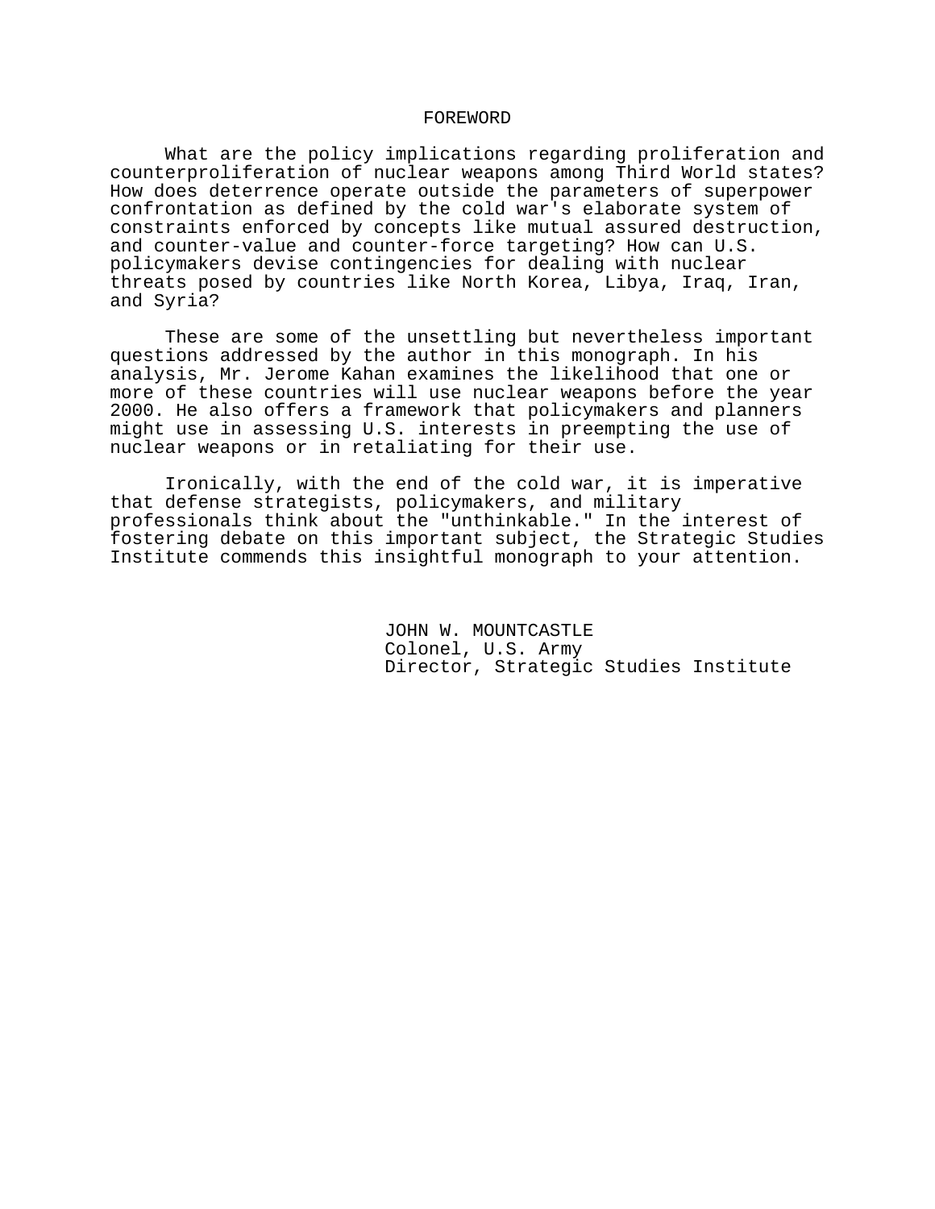# FOREWORD

What are the policy implications regarding proliferation and counterproliferation of nuclear weapons among Third World states? How does deterrence operate outside the parameters of superpower confrontation as defined by the cold war's elaborate system of constraints enforced by concepts like mutual assured destruction, and counter-value and counter-force targeting? How can U.S. policymakers devise contingencies for dealing with nuclear threats posed by countries like North Korea, Libya, Iraq, Iran, and Syria?

These are some of the unsettling but nevertheless important questions addressed by the author in this monograph. In his analysis, Mr. Jerome Kahan examines the likelihood that one or more of these countries will use nuclear weapons before the year 2000. He also offers a framework that policymakers and planners might use in assessing U.S. interests in preempting the use of nuclear weapons or in retaliating for their use.

Ironically, with the end of the cold war, it is imperative that defense strategists, policymakers, and military professionals think about the "unthinkable." In the interest of fostering debate on this important subject, the Strategic Studies Institute commends this insightful monograph to your attention.

JOHN W. MOUNTCASTLE
Colonel, U.S. Army
Director, Strategic Studies Institute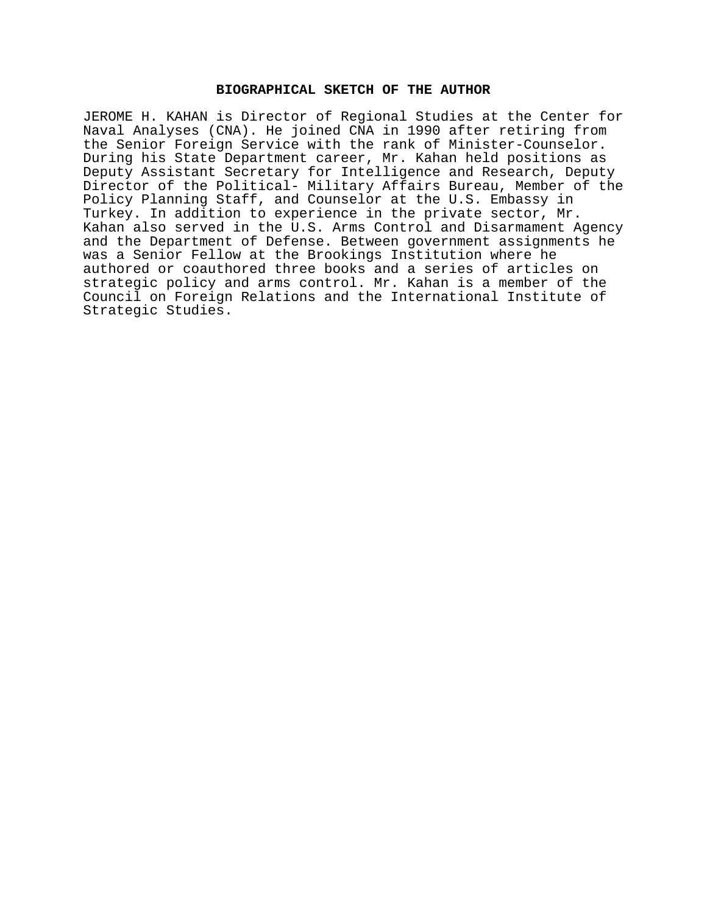## BIOGRAPHICAL SKETCH OF THE AUTHOR

JEROME H. KAHAN is Director of Regional Studies at the Center for Naval Analyses (CNA). He joined CNA in 1990 after retiring from the Senior Foreign Service with the rank of Minister-Counselor. During his State Department career, Mr. Kahan held positions as Deputy Assistant Secretary for Intelligence and Research, Deputy Director of the Political- Military Affairs Bureau, Member of the Policy Planning Staff, and Counselor at the U.S. Embassy in Turkey. In addition to experience in the private sector, Mr. Kahan also served in the U.S. Arms Control and Disarmament Agency and the Department of Defense. Between government assignments he was a Senior Fellow at the Brookings Institution where he authored or coauthored three books and a series of articles on strategic policy and arms control. Mr. Kahan is a member of the Council on Foreign Relations and the International Institute of Strategic Studies.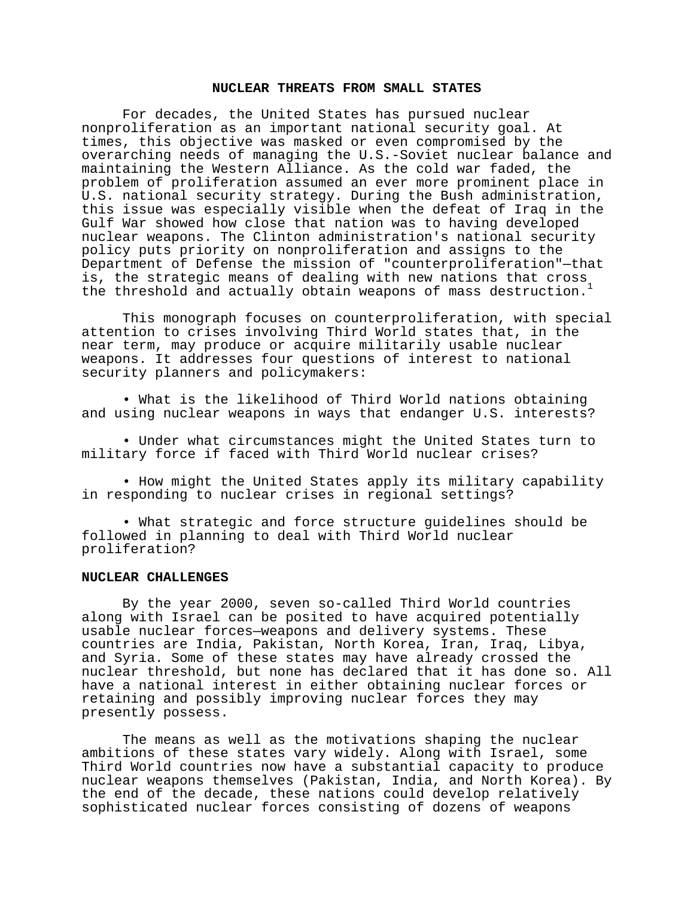# NUCLEAR THREATS FROM SMALL STATES

For decades, the United States has pursued nuclear nonproliferation as an important national security goal. At times, this objective was masked or even compromised by the overarching needs of managing the U.S.-Soviet nuclear balance and maintaining the Western Alliance. As the cold war faded, the problem of proliferation assumed an ever more prominent place in U.S. national security strategy. During the Bush administration, this issue was especially visible when the defeat of Iraq in the Gulf War showed how close that nation was to having developed nuclear weapons. The Clinton administration's national security policy puts priority on nonproliferation and assigns to the Department of Defense the mission of "counterproliferation"—that is, the strategic means of dealing with new nations that cross the threshold and actually obtain weapons of mass destruction.[1]

This monograph focuses on counterproliferation, with special attention to crises involving Third World states that, in the near term, may produce or acquire militarily usable nuclear weapons. It addresses four questions of interest to national security planners and policymakers:

- What is the likelihood of Third World nations obtaining and using nuclear weapons in ways that endanger U.S. interests?
- Under what circumstances might the United States turn to military force if faced with Third World nuclear crises?
- How might the United States apply its military capability in responding to nuclear crises in regional settings?
- What strategic and force structure guidelines should be followed in planning to deal with Third World nuclear proliferation?

## NUCLEAR CHALLENGES

By the year 2000, seven so-called Third World countries along with Israel can be posited to have acquired potentially usable nuclear forces—weapons and delivery systems. These countries are India, Pakistan, North Korea, Iran, Iraq, Libya, and Syria. Some of these states may have already crossed the nuclear threshold, but none has declared that it has done so. All have a national interest in either obtaining nuclear forces or retaining and possibly improving nuclear forces they may presently possess.

The means as well as the motivations shaping the nuclear ambitions of these states vary widely. Along with Israel, some Third World countries now have a substantial capacity to produce nuclear weapons themselves (Pakistan, India, and North Korea). By the end of the decade, these nations could develop relatively sophisticated nuclear forces consisting of dozens of weapons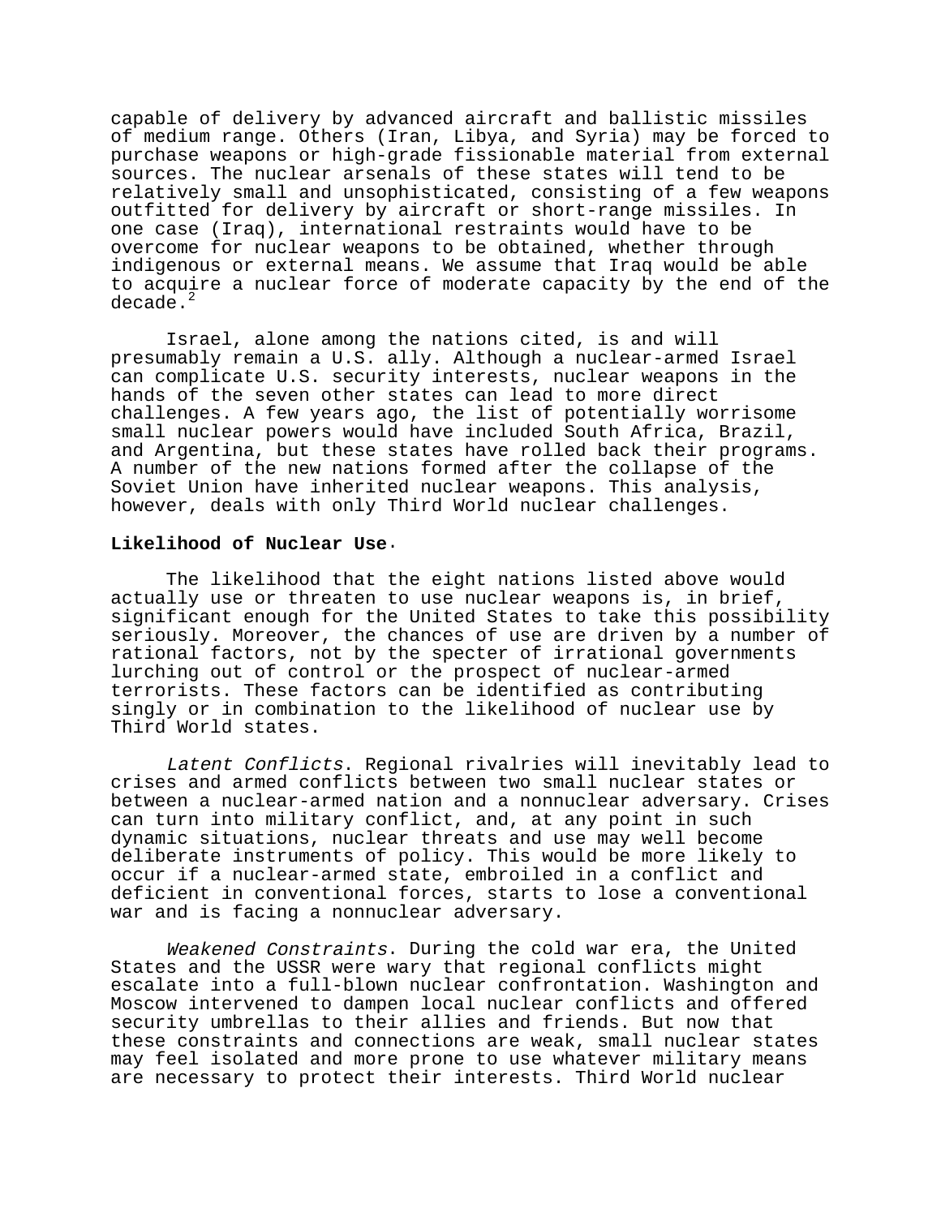capable of delivery by advanced aircraft and ballistic missiles of medium range. Others (Iran, Libya, and Syria) may be forced to purchase weapons or high-grade fissionable material from external sources. The nuclear arsenals of these states will tend to be relatively small and unsophisticated, consisting of a few weapons outfitted for delivery by aircraft or short-range missiles. In one case (Iraq), international restraints would have to be overcome for nuclear weapons to be obtained, whether through indigenous or external means. We assume that Iraq would be able to acquire a nuclear force of moderate capacity by the end of the decade.[2]

Israel, alone among the nations cited, is and will presumably remain a U.S. ally. Although a nuclear-armed Israel can complicate U.S. security interests, nuclear weapons in the hands of the seven other states can lead to more direct challenges. A few years ago, the list of potentially worrisome small nuclear powers would have included South Africa, Brazil, and Argentina, but these states have rolled back their programs. A number of the new nations formed after the collapse of the Soviet Union have inherited nuclear weapons. This analysis, however, deals with only Third World nuclear challenges.

**Likelihood of Nuclear Use**.

The likelihood that the eight nations listed above would actually use or threaten to use nuclear weapons is, in brief, significant enough for the United States to take this possibility seriously. Moreover, the chances of use are driven by a number of rational factors, not by the specter of irrational governments lurching out of control or the prospect of nuclear-armed terrorists. These factors can be identified as contributing singly or in combination to the likelihood of nuclear use by Third World states.

*Latent Conflicts*. Regional rivalries will inevitably lead to crises and armed conflicts between two small nuclear states or between a nuclear-armed nation and a nonnuclear adversary. Crises can turn into military conflict, and, at any point in such dynamic situations, nuclear threats and use may well become deliberate instruments of policy. This would be more likely to occur if a nuclear-armed state, embroiled in a conflict and deficient in conventional forces, starts to lose a conventional war and is facing a nonnuclear adversary.

*Weakened Constraints*. During the cold war era, the United States and the USSR were wary that regional conflicts might escalate into a full-blown nuclear confrontation. Washington and Moscow intervened to dampen local nuclear conflicts and offered security umbrellas to their allies and friends. But now that these constraints and connections are weak, small nuclear states may feel isolated and more prone to use whatever military means are necessary to protect their interests. Third World nuclear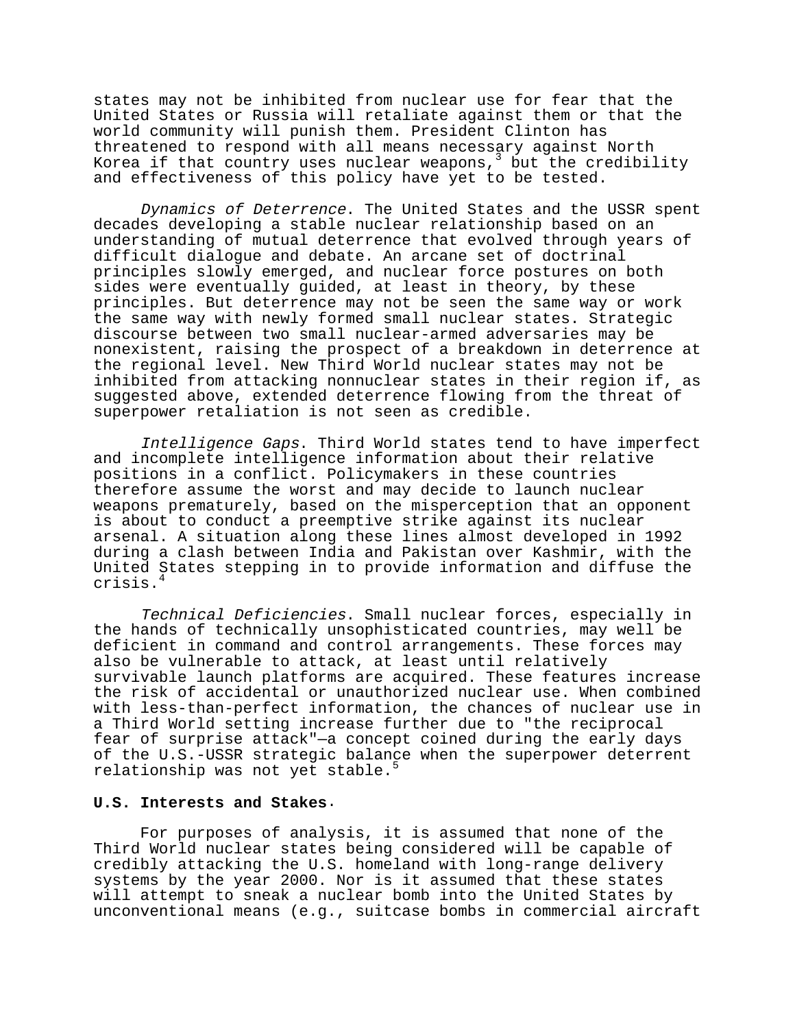states may not be inhibited from nuclear use for fear that the United States or Russia will retaliate against them or that the world community will punish them. President Clinton has threatened to respond with all means necessary against North Korea if that country uses nuclear weapons,[3] but the credibility and effectiveness of this policy have yet to be tested.

*Dynamics of Deterrence*. The United States and the USSR spent decades developing a stable nuclear relationship based on an understanding of mutual deterrence that evolved through years of difficult dialogue and debate. An arcane set of doctrinal principles slowly emerged, and nuclear force postures on both sides were eventually guided, at least in theory, by these principles. But deterrence may not be seen the same way or work the same way with newly formed small nuclear states. Strategic discourse between two small nuclear-armed adversaries may be nonexistent, raising the prospect of a breakdown in deterrence at the regional level. New Third World nuclear states may not be inhibited from attacking nonnuclear states in their region if, as suggested above, extended deterrence flowing from the threat of superpower retaliation is not seen as credible.

*Intelligence Gaps*. Third World states tend to have imperfect and incomplete intelligence information about their relative positions in a conflict. Policymakers in these countries therefore assume the worst and may decide to launch nuclear weapons prematurely, based on the misperception that an opponent is about to conduct a preemptive strike against its nuclear arsenal. A situation along these lines almost developed in 1992 during a clash between India and Pakistan over Kashmir, with the United States stepping in to provide information and diffuse the crisis.[4]

*Technical Deficiencies*. Small nuclear forces, especially in the hands of technically unsophisticated countries, may well be deficient in command and control arrangements. These forces may also be vulnerable to attack, at least until relatively survivable launch platforms are acquired. These features increase the risk of accidental or unauthorized nuclear use. When combined with less-than-perfect information, the chances of nuclear use in a Third World setting increase further due to "the reciprocal fear of surprise attack"—a concept coined during the early days of the U.S.-USSR strategic balance when the superpower deterrent relationship was not yet stable.[5]

**U.S. Interests and Stakes**.

For purposes of analysis, it is assumed that none of the Third World nuclear states being considered will be capable of credibly attacking the U.S. homeland with long-range delivery systems by the year 2000. Nor is it assumed that these states will attempt to sneak a nuclear bomb into the United States by unconventional means (e.g., suitcase bombs in commercial aircraft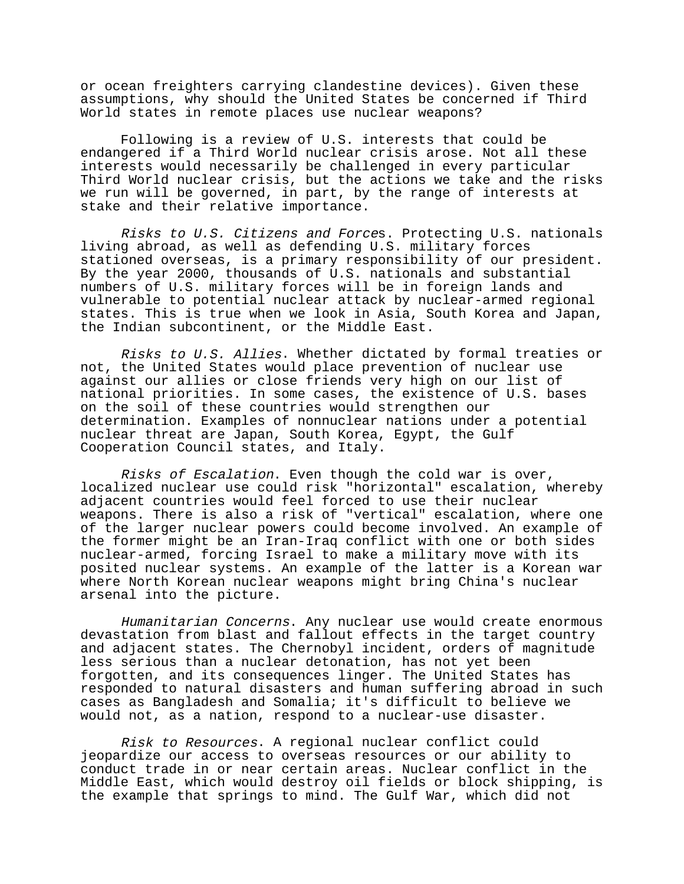or ocean freighters carrying clandestine devices). Given these assumptions, why should the United States be concerned if Third World states in remote places use nuclear weapons?

Following is a review of U.S. interests that could be endangered if a Third World nuclear crisis arose. Not all these interests would necessarily be challenged in every particular Third World nuclear crisis, but the actions we take and the risks we run will be governed, in part, by the range of interests at stake and their relative importance.

*Risks to U.S. Citizens and Forces*. Protecting U.S. nationals living abroad, as well as defending U.S. military forces stationed overseas, is a primary responsibility of our president. By the year 2000, thousands of U.S. nationals and substantial numbers of U.S. military forces will be in foreign lands and vulnerable to potential nuclear attack by nuclear-armed regional states. This is true when we look in Asia, South Korea and Japan, the Indian subcontinent, or the Middle East.

*Risks to U.S. Allies*. Whether dictated by formal treaties or not, the United States would place prevention of nuclear use against our allies or close friends very high on our list of national priorities. In some cases, the existence of U.S. bases on the soil of these countries would strengthen our determination. Examples of nonnuclear nations under a potential nuclear threat are Japan, South Korea, Egypt, the Gulf Cooperation Council states, and Italy.

*Risks of Escalation*. Even though the cold war is over, localized nuclear use could risk "horizontal" escalation, whereby adjacent countries would feel forced to use their nuclear weapons. There is also a risk of "vertical" escalation, where one of the larger nuclear powers could become involved. An example of the former might be an Iran-Iraq conflict with one or both sides nuclear-armed, forcing Israel to make a military move with its posited nuclear systems. An example of the latter is a Korean war where North Korean nuclear weapons might bring China's nuclear arsenal into the picture.

*Humanitarian Concerns*. Any nuclear use would create enormous devastation from blast and fallout effects in the target country and adjacent states. The Chernobyl incident, orders of magnitude less serious than a nuclear detonation, has not yet been forgotten, and its consequences linger. The United States has responded to natural disasters and human suffering abroad in such cases as Bangladesh and Somalia; it's difficult to believe we would not, as a nation, respond to a nuclear-use disaster.

*Risk to Resources*. A regional nuclear conflict could jeopardize our access to overseas resources or our ability to conduct trade in or near certain areas. Nuclear conflict in the Middle East, which would destroy oil fields or block shipping, is the example that springs to mind. The Gulf War, which did not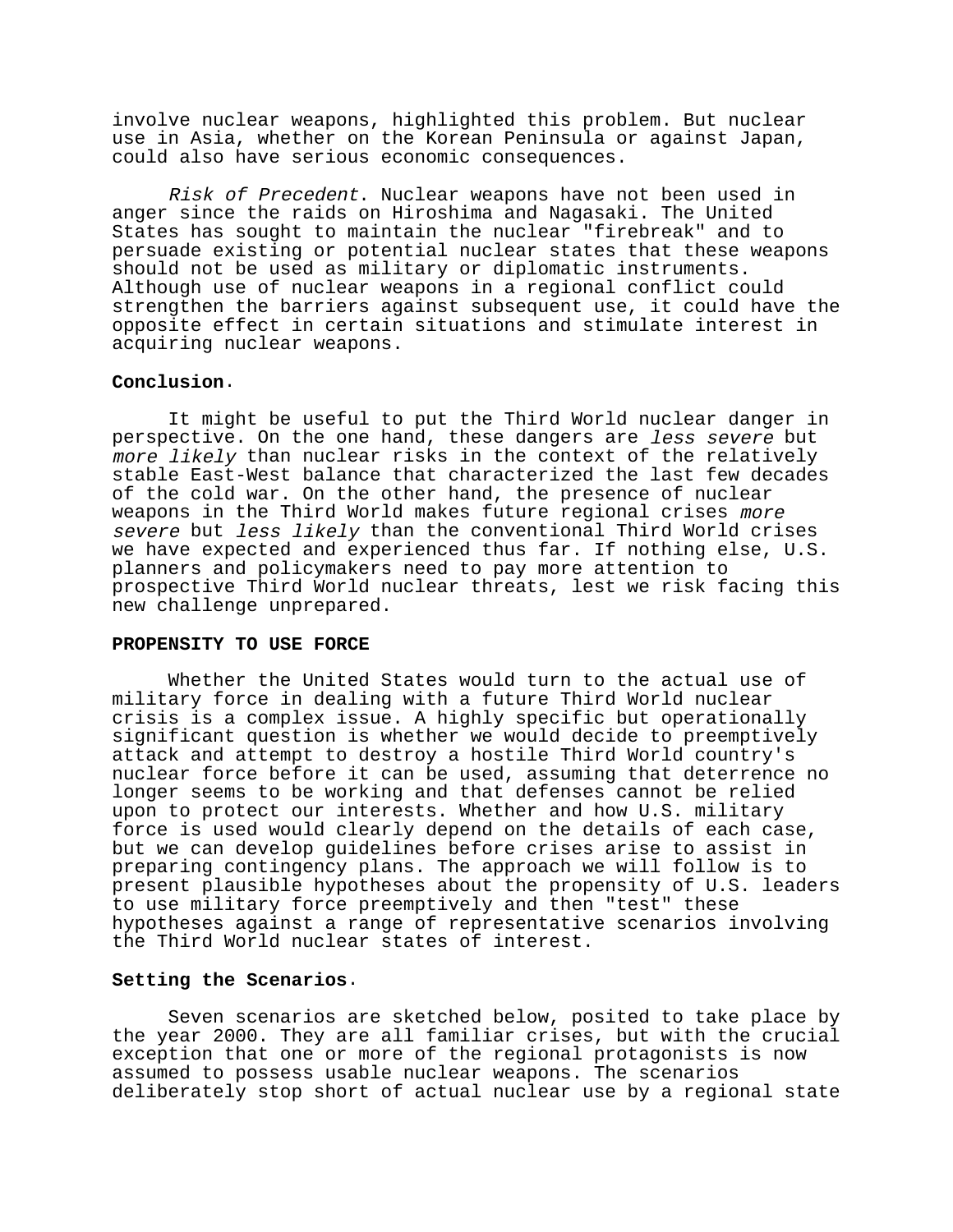involve nuclear weapons, highlighted this problem. But nuclear use in Asia, whether on the Korean Peninsula or against Japan, could also have serious economic consequences.

*Risk of Precedent*. Nuclear weapons have not been used in anger since the raids on Hiroshima and Nagasaki. The United States has sought to maintain the nuclear "firebreak" and to persuade existing or potential nuclear states that these weapons should not be used as military or diplomatic instruments. Although use of nuclear weapons in a regional conflict could strengthen the barriers against subsequent use, it could have the opposite effect in certain situations and stimulate interest in acquiring nuclear weapons.

**Conclusion**.

It might be useful to put the Third World nuclear danger in perspective. On the one hand, these dangers are *less severe* but *more likely* than nuclear risks in the context of the relatively stable East-West balance that characterized the last few decades of the cold war. On the other hand, the presence of nuclear weapons in the Third World makes future regional crises *more severe* but *less likely* than the conventional Third World crises we have expected and experienced thus far. If nothing else, U.S. planners and policymakers need to pay more attention to prospective Third World nuclear threats, lest we risk facing this new challenge unprepared.

**PROPENSITY TO USE FORCE**

Whether the United States would turn to the actual use of military force in dealing with a future Third World nuclear crisis is a complex issue. A highly specific but operationally significant question is whether we would decide to preemptively attack and attempt to destroy a hostile Third World country's nuclear force before it can be used, assuming that deterrence no longer seems to be working and that defenses cannot be relied upon to protect our interests. Whether and how U.S. military force is used would clearly depend on the details of each case, but we can develop guidelines before crises arise to assist in preparing contingency plans. The approach we will follow is to present plausible hypotheses about the propensity of U.S. leaders to use military force preemptively and then "test" these hypotheses against a range of representative scenarios involving the Third World nuclear states of interest.

**Setting the Scenarios**.

Seven scenarios are sketched below, posited to take place by the year 2000. They are all familiar crises, but with the crucial exception that one or more of the regional protagonists is now assumed to possess usable nuclear weapons. The scenarios deliberately stop short of actual nuclear use by a regional state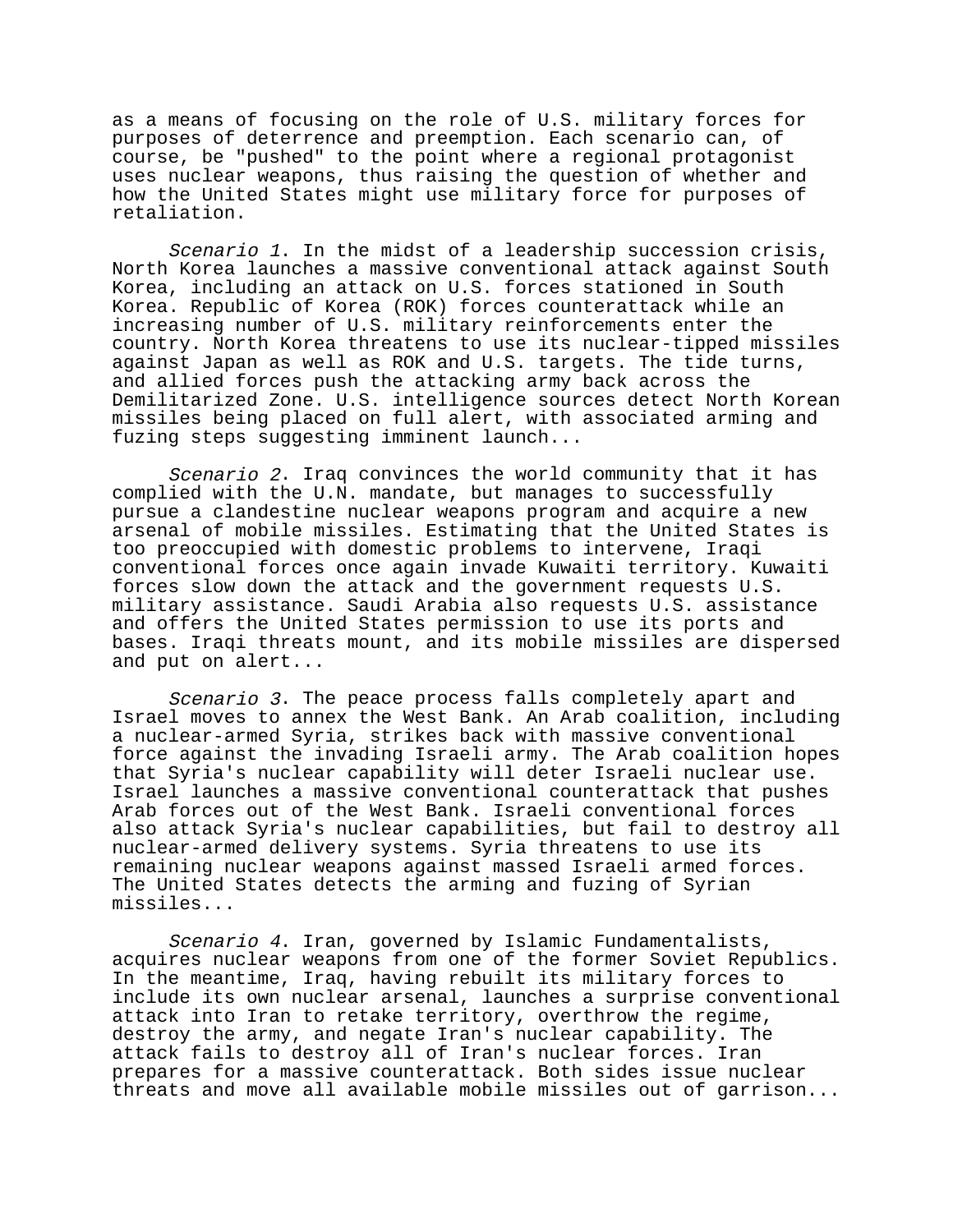as a means of focusing on the role of U.S. military forces for purposes of deterrence and preemption. Each scenario can, of course, be "pushed" to the point where a regional protagonist uses nuclear weapons, thus raising the question of whether and how the United States might use military force for purposes of retaliation.

*Scenario 1*. In the midst of a leadership succession crisis, North Korea launches a massive conventional attack against South Korea, including an attack on U.S. forces stationed in South Korea. Republic of Korea (ROK) forces counterattack while an increasing number of U.S. military reinforcements enter the country. North Korea threatens to use its nuclear-tipped missiles against Japan as well as ROK and U.S. targets. The tide turns, and allied forces push the attacking army back across the Demilitarized Zone. U.S. intelligence sources detect North Korean missiles being placed on full alert, with associated arming and fuzing steps suggesting imminent launch...

*Scenario 2*. Iraq convinces the world community that it has complied with the U.N. mandate, but manages to successfully pursue a clandestine nuclear weapons program and acquire a new arsenal of mobile missiles. Estimating that the United States is too preoccupied with domestic problems to intervene, Iraqi conventional forces once again invade Kuwaiti territory. Kuwaiti forces slow down the attack and the government requests U.S. military assistance. Saudi Arabia also requests U.S. assistance and offers the United States permission to use its ports and bases. Iraqi threats mount, and its mobile missiles are dispersed and put on alert...

*Scenario 3*. The peace process falls completely apart and Israel moves to annex the West Bank. An Arab coalition, including a nuclear-armed Syria, strikes back with massive conventional force against the invading Israeli army. The Arab coalition hopes that Syria's nuclear capability will deter Israeli nuclear use. Israel launches a massive conventional counterattack that pushes Arab forces out of the West Bank. Israeli conventional forces also attack Syria's nuclear capabilities, but fail to destroy all nuclear-armed delivery systems. Syria threatens to use its remaining nuclear weapons against massed Israeli armed forces. The United States detects the arming and fuzing of Syrian missiles...

*Scenario 4*. Iran, governed by Islamic Fundamentalists, acquires nuclear weapons from one of the former Soviet Republics. In the meantime, Iraq, having rebuilt its military forces to include its own nuclear arsenal, launches a surprise conventional attack into Iran to retake territory, overthrow the regime, destroy the army, and negate Iran's nuclear capability. The attack fails to destroy all of Iran's nuclear forces. Iran prepares for a massive counterattack. Both sides issue nuclear threats and move all available mobile missiles out of garrison...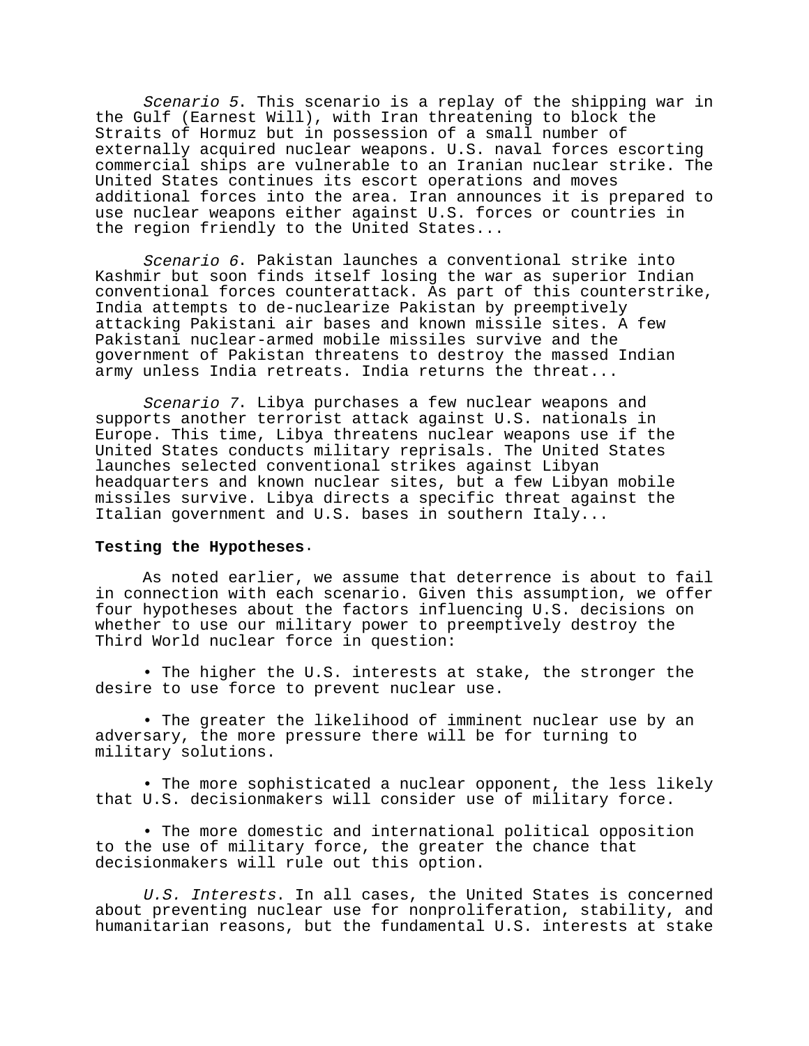*Scenario 5*. This scenario is a replay of the shipping war in the Gulf (Earnest Will), with Iran threatening to block the Straits of Hormuz but in possession of a small number of externally acquired nuclear weapons. U.S. naval forces escorting commercial ships are vulnerable to an Iranian nuclear strike. The United States continues its escort operations and moves additional forces into the area. Iran announces it is prepared to use nuclear weapons either against U.S. forces or countries in the region friendly to the United States...

*Scenario 6*. Pakistan launches a conventional strike into Kashmir but soon finds itself losing the war as superior Indian conventional forces counterattack. As part of this counterstrike, India attempts to de-nuclearize Pakistan by preemptively attacking Pakistani air bases and known missile sites. A few Pakistani nuclear-armed mobile missiles survive and the government of Pakistan threatens to destroy the massed Indian army unless India retreats. India returns the threat...

*Scenario 7*. Libya purchases a few nuclear weapons and supports another terrorist attack against U.S. nationals in Europe. This time, Libya threatens nuclear weapons use if the United States conducts military reprisals. The United States launches selected conventional strikes against Libyan headquarters and known nuclear sites, but a few Libyan mobile missiles survive. Libya directs a specific threat against the Italian government and U.S. bases in southern Italy...

**Testing the Hypotheses**.

As noted earlier, we assume that deterrence is about to fail in connection with each scenario. Given this assumption, we offer four hypotheses about the factors influencing U.S. decisions on whether to use our military power to preemptively destroy the Third World nuclear force in question:

- The higher the U.S. interests at stake, the stronger the desire to use force to prevent nuclear use.

- The greater the likelihood of imminent nuclear use by an adversary, the more pressure there will be for turning to military solutions.

- The more sophisticated a nuclear opponent, the less likely that U.S. decisionmakers will consider use of military force.

- The more domestic and international political opposition to the use of military force, the greater the chance that decisionmakers will rule out this option.

*U.S. Interests*. In all cases, the United States is concerned about preventing nuclear use for nonproliferation, stability, and humanitarian reasons, but the fundamental U.S. interests at stake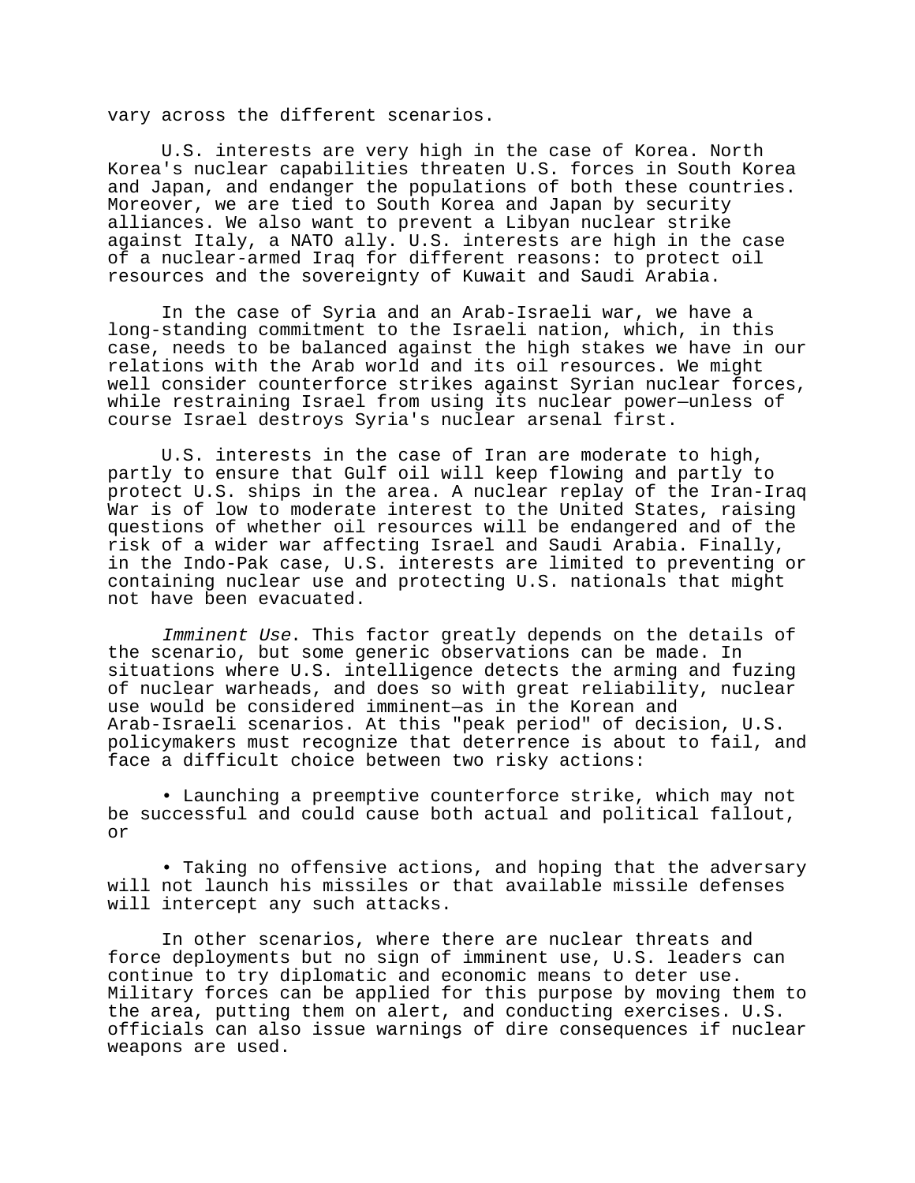vary across the different scenarios.

U.S. interests are very high in the case of Korea. North Korea's nuclear capabilities threaten U.S. forces in South Korea and Japan, and endanger the populations of both these countries. Moreover, we are tied to South Korea and Japan by security alliances. We also want to prevent a Libyan nuclear strike against Italy, a NATO ally. U.S. interests are high in the case of a nuclear-armed Iraq for different reasons: to protect oil resources and the sovereignty of Kuwait and Saudi Arabia.

In the case of Syria and an Arab-Israeli war, we have a long-standing commitment to the Israeli nation, which, in this case, needs to be balanced against the high stakes we have in our relations with the Arab world and its oil resources. We might well consider counterforce strikes against Syrian nuclear forces, while restraining Israel from using its nuclear power—unless of course Israel destroys Syria's nuclear arsenal first.

U.S. interests in the case of Iran are moderate to high, partly to ensure that Gulf oil will keep flowing and partly to protect U.S. ships in the area. A nuclear replay of the Iran-Iraq War is of low to moderate interest to the United States, raising questions of whether oil resources will be endangered and of the risk of a wider war affecting Israel and Saudi Arabia. Finally, in the Indo-Pak case, U.S. interests are limited to preventing or containing nuclear use and protecting U.S. nationals that might not have been evacuated.

*Imminent Use*. This factor greatly depends on the details of the scenario, but some generic observations can be made. In situations where U.S. intelligence detects the arming and fuzing of nuclear warheads, and does so with great reliability, nuclear use would be considered imminent—as in the Korean and Arab-Israeli scenarios. At this "peak period" of decision, U.S. policymakers must recognize that deterrence is about to fail, and face a difficult choice between two risky actions:

- Launching a preemptive counterforce strike, which may not be successful and could cause both actual and political fallout, or

- Taking no offensive actions, and hoping that the adversary will not launch his missiles or that available missile defenses will intercept any such attacks.

In other scenarios, where there are nuclear threats and force deployments but no sign of imminent use, U.S. leaders can continue to try diplomatic and economic means to deter use. Military forces can be applied for this purpose by moving them to the area, putting them on alert, and conducting exercises. U.S. officials can also issue warnings of dire consequences if nuclear weapons are used.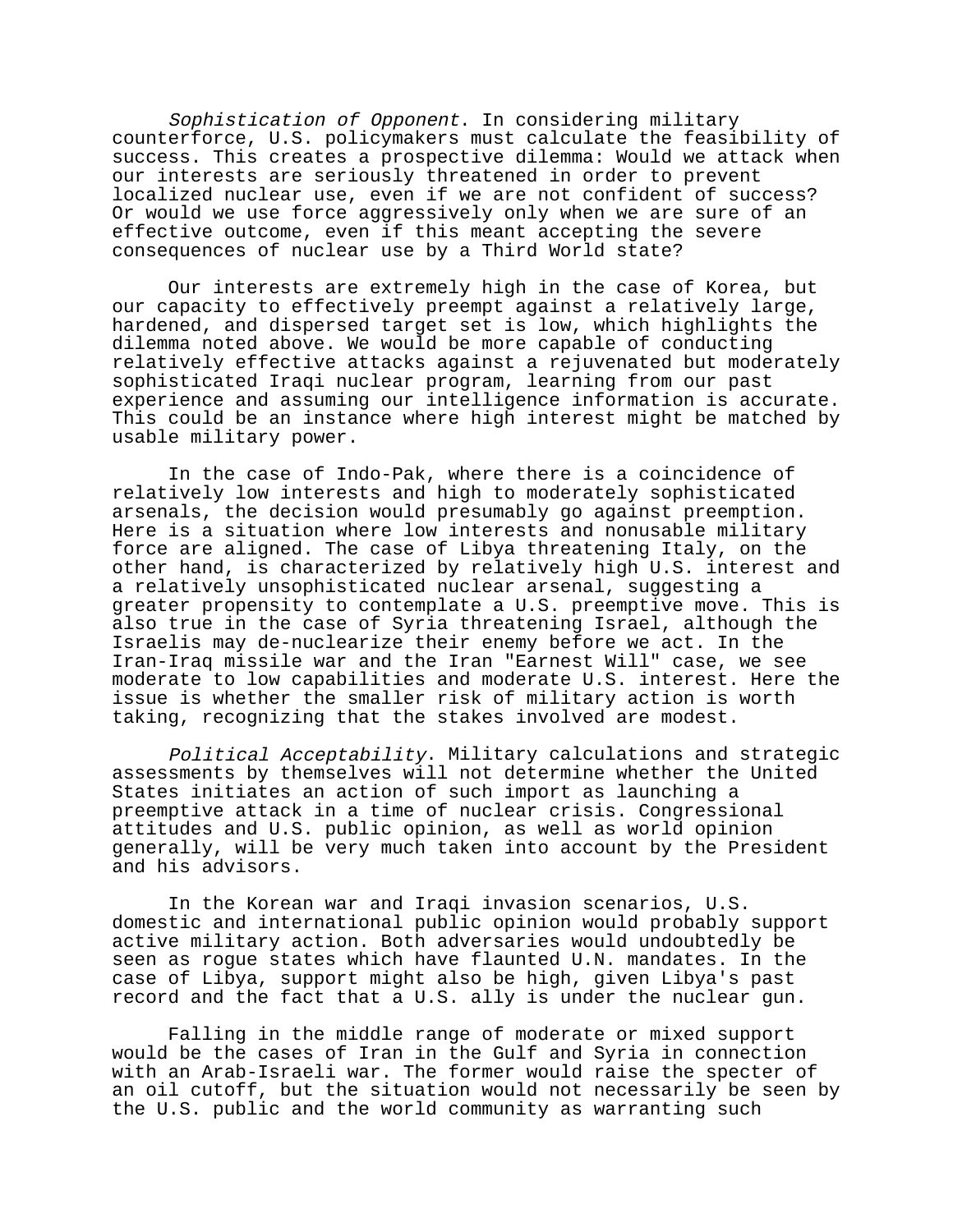*Sophistication of Opponent*. In considering military counterforce, U.S. policymakers must calculate the feasibility of success. This creates a prospective dilemma: Would we attack when our interests are seriously threatened in order to prevent localized nuclear use, even if we are not confident of success? Or would we use force aggressively only when we are sure of an effective outcome, even if this meant accepting the severe consequences of nuclear use by a Third World state?

Our interests are extremely high in the case of Korea, but our capacity to effectively preempt against a relatively large, hardened, and dispersed target set is low, which highlights the dilemma noted above. We would be more capable of conducting relatively effective attacks against a rejuvenated but moderately sophisticated Iraqi nuclear program, learning from our past experience and assuming our intelligence information is accurate. This could be an instance where high interest might be matched by usable military power.

In the case of Indo-Pak, where there is a coincidence of relatively low interests and high to moderately sophisticated arsenals, the decision would presumably go against preemption. Here is a situation where low interests and nonusable military force are aligned. The case of Libya threatening Italy, on the other hand, is characterized by relatively high U.S. interest and a relatively unsophisticated nuclear arsenal, suggesting a greater propensity to contemplate a U.S. preemptive move. This is also true in the case of Syria threatening Israel, although the Israelis may de-nuclearize their enemy before we act. In the Iran-Iraq missile war and the Iran "Earnest Will" case, we see moderate to low capabilities and moderate U.S. interest. Here the issue is whether the smaller risk of military action is worth taking, recognizing that the stakes involved are modest.

*Political Acceptability*. Military calculations and strategic assessments by themselves will not determine whether the United States initiates an action of such import as launching a preemptive attack in a time of nuclear crisis. Congressional attitudes and U.S. public opinion, as well as world opinion generally, will be very much taken into account by the President and his advisors.

In the Korean war and Iraqi invasion scenarios, U.S. domestic and international public opinion would probably support active military action. Both adversaries would undoubtedly be seen as rogue states which have flaunted U.N. mandates. In the case of Libya, support might also be high, given Libya's past record and the fact that a U.S. ally is under the nuclear gun.

Falling in the middle range of moderate or mixed support would be the cases of Iran in the Gulf and Syria in connection with an Arab-Israeli war. The former would raise the specter of an oil cutoff, but the situation would not necessarily be seen by the U.S. public and the world community as warranting such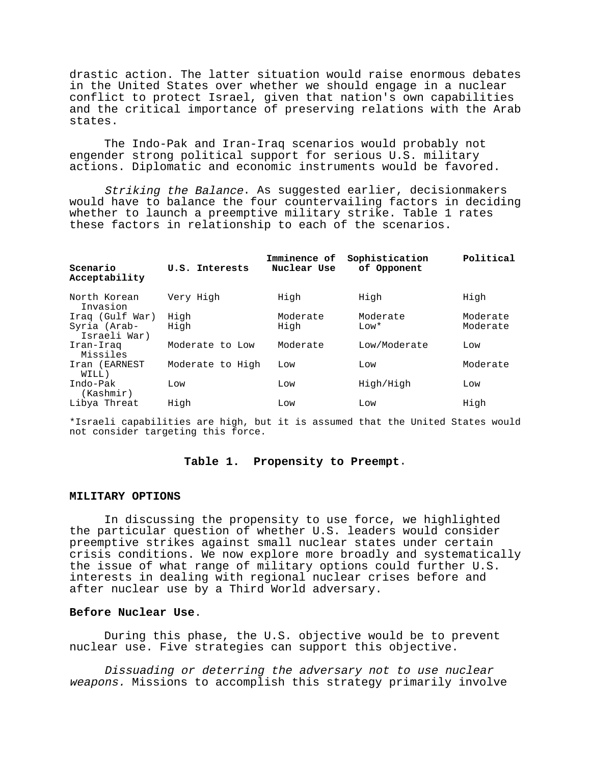drastic action. The latter situation would raise enormous debates in the United States over whether we should engage in a nuclear conflict to protect Israel, given that nation's own capabilities and the critical importance of preserving relations with the Arab states.

The Indo-Pak and Iran-Iraq scenarios would probably not engender strong political support for serious U.S. military actions. Diplomatic and economic instruments would be favored.

*Striking the Balance*. As suggested earlier, decisionmakers would have to balance the four countervailing factors in deciding whether to launch a preemptive military strike. Table 1 rates these factors in relationship to each of the scenarios.

| Scenario | U.S. Interests | Imminence of Nuclear Use | Sophistication of Opponent | Political Acceptability |
|---|---|---|---|---|
| North Korean Invasion | Very High | High | High | High |
| Iraq (Gulf War) | High | Moderate | Moderate | Moderate |
| Syria (Arab-Israeli War) | High | High | Low* | Moderate |
| Iran-Iraq Missiles | Moderate to Low | Moderate | Low/Moderate | Low |
| Iran (EARNEST WILL) | Moderate to High | Low | Low | Moderate |
| Indo-Pak (Kashmir) | Low | Low | High/High | Low |
| Libya Threat | High | Low | Low | High |

*Israeli capabilities are high, but it is assumed that the United States would not consider targeting this force.

**Table 1. Propensity to Preempt.**

## MILITARY OPTIONS

In discussing the propensity to use force, we highlighted the particular question of whether U.S. leaders would consider preemptive strikes against small nuclear states under certain crisis conditions. We now explore more broadly and systematically the issue of what range of military options could further U.S. interests in dealing with regional nuclear crises before and after nuclear use by a Third World adversary.

### Before Nuclear Use.

During this phase, the U.S. objective would be to prevent nuclear use. Five strategies can support this objective.

*Dissuading or deterring the adversary not to use nuclear weapons.* Missions to accomplish this strategy primarily involve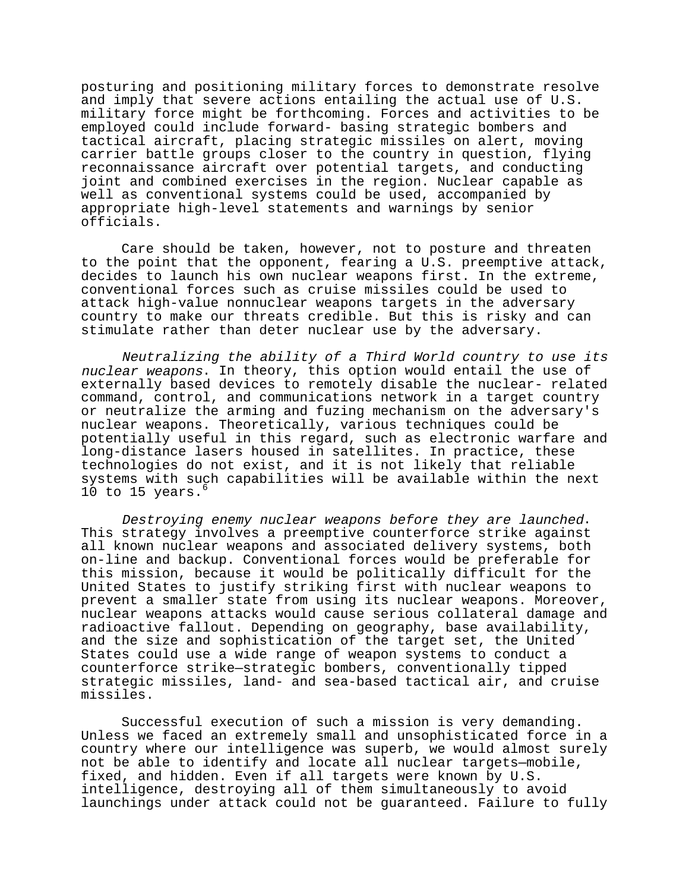posturing and positioning military forces to demonstrate resolve and imply that severe actions entailing the actual use of U.S. military force might be forthcoming. Forces and activities to be employed could include forward- basing strategic bombers and tactical aircraft, placing strategic missiles on alert, moving carrier battle groups closer to the country in question, flying reconnaissance aircraft over potential targets, and conducting joint and combined exercises in the region. Nuclear capable as well as conventional systems could be used, accompanied by appropriate high-level statements and warnings by senior officials.

Care should be taken, however, not to posture and threaten to the point that the opponent, fearing a U.S. preemptive attack, decides to launch his own nuclear weapons first. In the extreme, conventional forces such as cruise missiles could be used to attack high-value nonnuclear weapons targets in the adversary country to make our threats credible. But this is risky and can stimulate rather than deter nuclear use by the adversary.

*Neutralizing the ability of a Third World country to use its nuclear weapons*. In theory, this option would entail the use of externally based devices to remotely disable the nuclear- related command, control, and communications network in a target country or neutralize the arming and fuzing mechanism on the adversary's nuclear weapons. Theoretically, various techniques could be potentially useful in this regard, such as electronic warfare and long-distance lasers housed in satellites. In practice, these technologies do not exist, and it is not likely that reliable systems with such capabilities will be available within the next 10 to 15 years.[6]

*Destroying enemy nuclear weapons before they are launched*. This strategy involves a preemptive counterforce strike against all known nuclear weapons and associated delivery systems, both on-line and backup. Conventional forces would be preferable for this mission, because it would be politically difficult for the United States to justify striking first with nuclear weapons to prevent a smaller state from using its nuclear weapons. Moreover, nuclear weapons attacks would cause serious collateral damage and radioactive fallout. Depending on geography, base availability, and the size and sophistication of the target set, the United States could use a wide range of weapon systems to conduct a counterforce strike—strategic bombers, conventionally tipped strategic missiles, land- and sea-based tactical air, and cruise missiles.

Successful execution of such a mission is very demanding. Unless we faced an extremely small and unsophisticated force in a country where our intelligence was superb, we would almost surely not be able to identify and locate all nuclear targets—mobile, fixed, and hidden. Even if all targets were known by U.S. intelligence, destroying all of them simultaneously to avoid launchings under attack could not be guaranteed. Failure to fully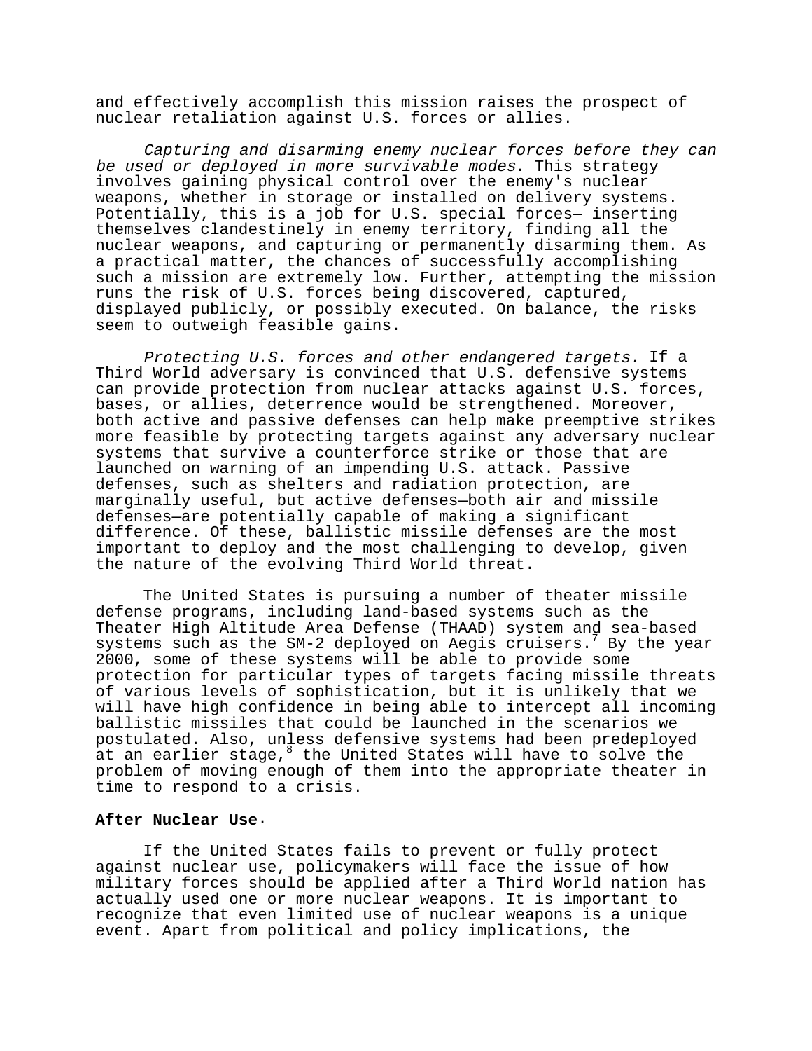and effectively accomplish this mission raises the prospect of nuclear retaliation against U.S. forces or allies.

*Capturing and disarming enemy nuclear forces before they can be used or deployed in more survivable modes*. This strategy involves gaining physical control over the enemy's nuclear weapons, whether in storage or installed on delivery systems. Potentially, this is a job for U.S. special forces— inserting themselves clandestinely in enemy territory, finding all the nuclear weapons, and capturing or permanently disarming them. As a practical matter, the chances of successfully accomplishing such a mission are extremely low. Further, attempting the mission runs the risk of U.S. forces being discovered, captured, displayed publicly, or possibly executed. On balance, the risks seem to outweigh feasible gains.

*Protecting U.S. forces and other endangered targets.* If a Third World adversary is convinced that U.S. defensive systems can provide protection from nuclear attacks against U.S. forces, bases, or allies, deterrence would be strengthened. Moreover, both active and passive defenses can help make preemptive strikes more feasible by protecting targets against any adversary nuclear systems that survive a counterforce strike or those that are launched on warning of an impending U.S. attack. Passive defenses, such as shelters and radiation protection, are marginally useful, but active defenses—both air and missile defenses—are potentially capable of making a significant difference. Of these, ballistic missile defenses are the most important to deploy and the most challenging to develop, given the nature of the evolving Third World threat.

The United States is pursuing a number of theater missile defense programs, including land-based systems such as the Theater High Altitude Area Defense (THAAD) system and sea-based systems such as the SM-2 deployed on Aegis cruisers.[7] By the year 2000, some of these systems will be able to provide some protection for particular types of targets facing missile threats of various levels of sophistication, but it is unlikely that we will have high confidence in being able to intercept all incoming ballistic missiles that could be launched in the scenarios we postulated. Also, unless defensive systems had been predeployed at an earlier stage,[8] the United States will have to solve the problem of moving enough of them into the appropriate theater in time to respond to a crisis.

**After Nuclear Use**.

If the United States fails to prevent or fully protect against nuclear use, policymakers will face the issue of how military forces should be applied after a Third World nation has actually used one or more nuclear weapons. It is important to recognize that even limited use of nuclear weapons is a unique event. Apart from political and policy implications, the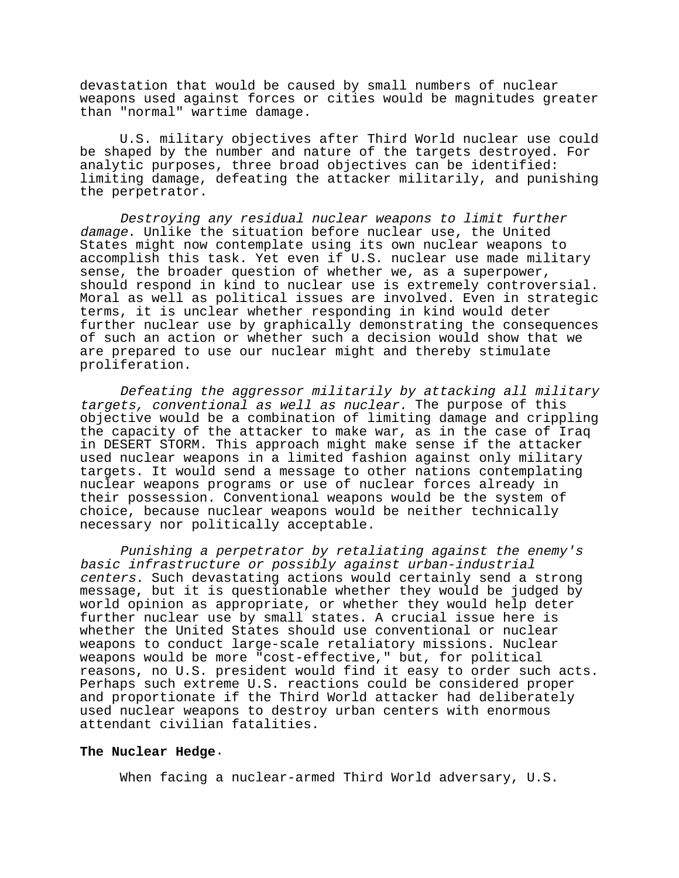devastation that would be caused by small numbers of nuclear weapons used against forces or cities would be magnitudes greater than "normal" wartime damage.

U.S. military objectives after Third World nuclear use could be shaped by the number and nature of the targets destroyed. For analytic purposes, three broad objectives can be identified: limiting damage, defeating the attacker militarily, and punishing the perpetrator.

*Destroying any residual nuclear weapons to limit further damage*. Unlike the situation before nuclear use, the United States might now contemplate using its own nuclear weapons to accomplish this task. Yet even if U.S. nuclear use made military sense, the broader question of whether we, as a superpower, should respond in kind to nuclear use is extremely controversial. Moral as well as political issues are involved. Even in strategic terms, it is unclear whether responding in kind would deter further nuclear use by graphically demonstrating the consequences of such an action or whether such a decision would show that we are prepared to use our nuclear might and thereby stimulate proliferation.

*Defeating the aggressor militarily by attacking all military targets, conventional as well as nuclear.* The purpose of this objective would be a combination of limiting damage and crippling the capacity of the attacker to make war, as in the case of Iraq in DESERT STORM. This approach might make sense if the attacker used nuclear weapons in a limited fashion against only military targets. It would send a message to other nations contemplating nuclear weapons programs or use of nuclear forces already in their possession. Conventional weapons would be the system of choice, because nuclear weapons would be neither technically necessary nor politically acceptable.

*Punishing a perpetrator by retaliating against the enemy's basic infrastructure or possibly against urban-industrial centers.* Such devastating actions would certainly send a strong message, but it is questionable whether they would be judged by world opinion as appropriate, or whether they would help deter further nuclear use by small states. A crucial issue here is whether the United States should use conventional or nuclear weapons to conduct large-scale retaliatory missions. Nuclear weapons would be more "cost-effective," but, for political reasons, no U.S. president would find it easy to order such acts. Perhaps such extreme U.S. reactions could be considered proper and proportionate if the Third World attacker had deliberately used nuclear weapons to destroy urban centers with enormous attendant civilian fatalities.

**The Nuclear Hedge**.

When facing a nuclear-armed Third World adversary, U.S.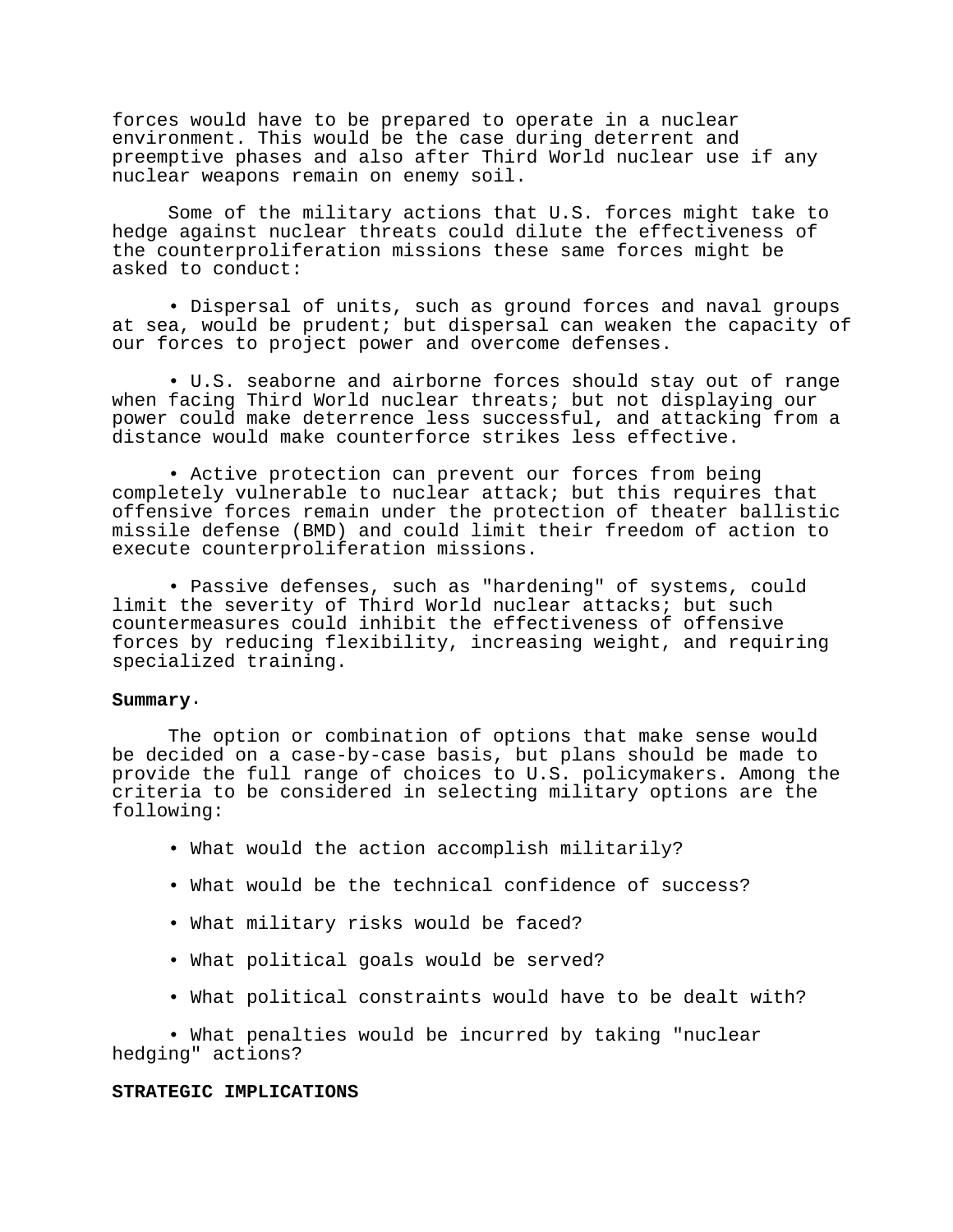forces would have to be prepared to operate in a nuclear environment. This would be the case during deterrent and preemptive phases and also after Third World nuclear use if any nuclear weapons remain on enemy soil.

Some of the military actions that U.S. forces might take to hedge against nuclear threats could dilute the effectiveness of the counterproliferation missions these same forces might be asked to conduct:

- Dispersal of units, such as ground forces and naval groups at sea, would be prudent; but dispersal can weaken the capacity of our forces to project power and overcome defenses.

- U.S. seaborne and airborne forces should stay out of range when facing Third World nuclear threats; but not displaying our power could make deterrence less successful, and attacking from a distance would make counterforce strikes less effective.

- Active protection can prevent our forces from being completely vulnerable to nuclear attack; but this requires that offensive forces remain under the protection of theater ballistic missile defense (BMD) and could limit their freedom of action to execute counterproliferation missions.

- Passive defenses, such as "hardening" of systems, could limit the severity of Third World nuclear attacks; but such countermeasures could inhibit the effectiveness of offensive forces by reducing flexibility, increasing weight, and requiring specialized training.

**Summary**.

The option or combination of options that make sense would be decided on a case-by-case basis, but plans should be made to provide the full range of choices to U.S. policymakers. Among the criteria to be considered in selecting military options are the following:

- What would the action accomplish militarily?

- What would be the technical confidence of success?

- What military risks would be faced?

- What political goals would be served?

- What political constraints would have to be dealt with?

- What penalties would be incurred by taking "nuclear hedging" actions?

## STRATEGIC IMPLICATIONS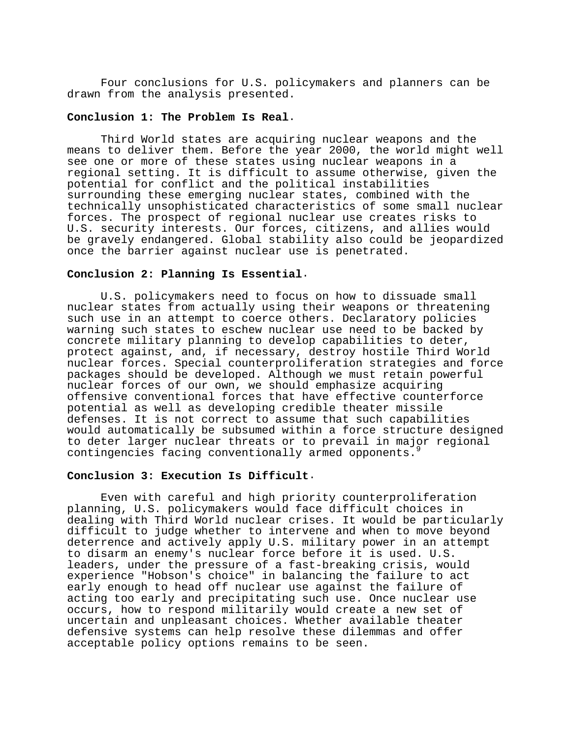Four conclusions for U.S. policymakers and planners can be drawn from the analysis presented.

**Conclusion 1: The Problem Is Real.**

Third World states are acquiring nuclear weapons and the means to deliver them. Before the year 2000, the world might well see one or more of these states using nuclear weapons in a regional setting. It is difficult to assume otherwise, given the potential for conflict and the political instabilities surrounding these emerging nuclear states, combined with the technically unsophisticated characteristics of some small nuclear forces. The prospect of regional nuclear use creates risks to U.S. security interests. Our forces, citizens, and allies would be gravely endangered. Global stability also could be jeopardized once the barrier against nuclear use is penetrated.

**Conclusion 2: Planning Is Essential.**

U.S. policymakers need to focus on how to dissuade small nuclear states from actually using their weapons or threatening such use in an attempt to coerce others. Declaratory policies warning such states to eschew nuclear use need to be backed by concrete military planning to develop capabilities to deter, protect against, and, if necessary, destroy hostile Third World nuclear forces. Special counterproliferation strategies and force packages should be developed. Although we must retain powerful nuclear forces of our own, we should emphasize acquiring offensive conventional forces that have effective counterforce potential as well as developing credible theater missile defenses. It is not correct to assume that such capabilities would automatically be subsumed within a force structure designed to deter larger nuclear threats or to prevail in major regional contingencies facing conventionally armed opponents.[9]

**Conclusion 3: Execution Is Difficult.**

Even with careful and high priority counterproliferation planning, U.S. policymakers would face difficult choices in dealing with Third World nuclear crises. It would be particularly difficult to judge whether to intervene and when to move beyond deterrence and actively apply U.S. military power in an attempt to disarm an enemy's nuclear force before it is used. U.S. leaders, under the pressure of a fast-breaking crisis, would experience "Hobson's choice" in balancing the failure to act early enough to head off nuclear use against the failure of acting too early and precipitating such use. Once nuclear use occurs, how to respond militarily would create a new set of uncertain and unpleasant choices. Whether available theater defensive systems can help resolve these dilemmas and offer acceptable policy options remains to be seen.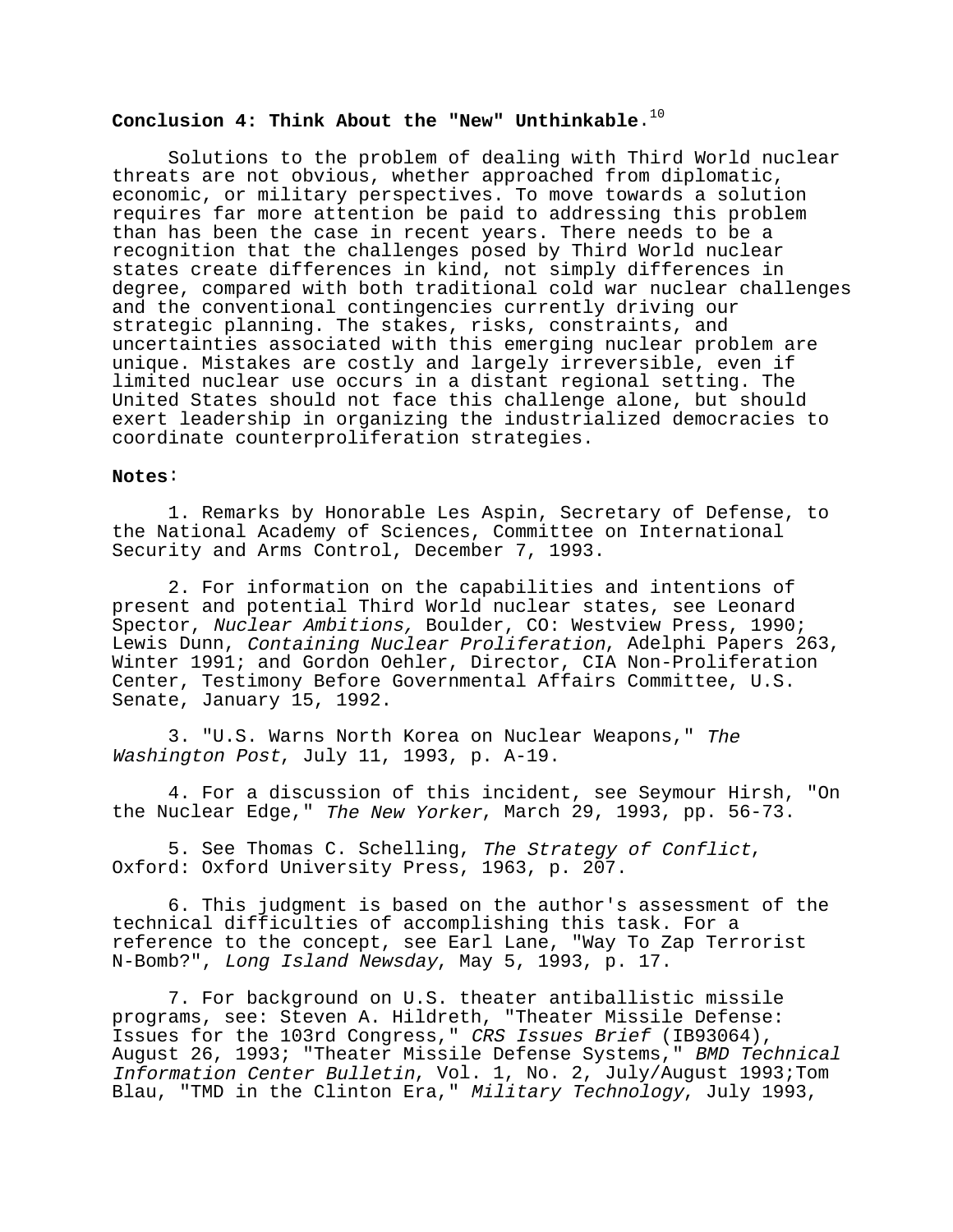**Conclusion 4: Think About the "New" Unthinkable**.[10]

Solutions to the problem of dealing with Third World nuclear threats are not obvious, whether approached from diplomatic, economic, or military perspectives. To move towards a solution requires far more attention be paid to addressing this problem than has been the case in recent years. There needs to be a recognition that the challenges posed by Third World nuclear states create differences in kind, not simply differences in degree, compared with both traditional cold war nuclear challenges and the conventional contingencies currently driving our strategic planning. The stakes, risks, constraints, and uncertainties associated with this emerging nuclear problem are unique. Mistakes are costly and largely irreversible, even if limited nuclear use occurs in a distant regional setting. The United States should not face this challenge alone, but should exert leadership in organizing the industrialized democracies to coordinate counterproliferation strategies.

**Notes**:

1. Remarks by Honorable Les Aspin, Secretary of Defense, to the National Academy of Sciences, Committee on International Security and Arms Control, December 7, 1993.

2. For information on the capabilities and intentions of present and potential Third World nuclear states, see Leonard Spector, *Nuclear Ambitions,* Boulder, CO: Westview Press, 1990; Lewis Dunn, *Containing Nuclear Proliferation*, Adelphi Papers 263, Winter 1991; and Gordon Oehler, Director, CIA Non-Proliferation Center, Testimony Before Governmental Affairs Committee, U.S. Senate, January 15, 1992.

3. "U.S. Warns North Korea on Nuclear Weapons," *The Washington Post*, July 11, 1993, p. A-19.

4. For a discussion of this incident, see Seymour Hirsh, "On the Nuclear Edge," *The New Yorker*, March 29, 1993, pp. 56-73.

5. See Thomas C. Schelling, *The Strategy of Conflict*, Oxford: Oxford University Press, 1963, p. 207.

6. This judgment is based on the author's assessment of the technical difficulties of accomplishing this task. For a reference to the concept, see Earl Lane, "Way To Zap Terrorist N-Bomb?", *Long Island Newsday*, May 5, 1993, p. 17.

7. For background on U.S. theater antiballistic missile programs, see: Steven A. Hildreth, "Theater Missile Defense: Issues for the 103rd Congress," *CRS Issues Brief* (IB93064), August 26, 1993; "Theater Missile Defense Systems," *BMD Technical Information Center Bulletin*, Vol. 1, No. 2, July/August 1993;Tom Blau, "TMD in the Clinton Era," *Military Technology*, July 1993,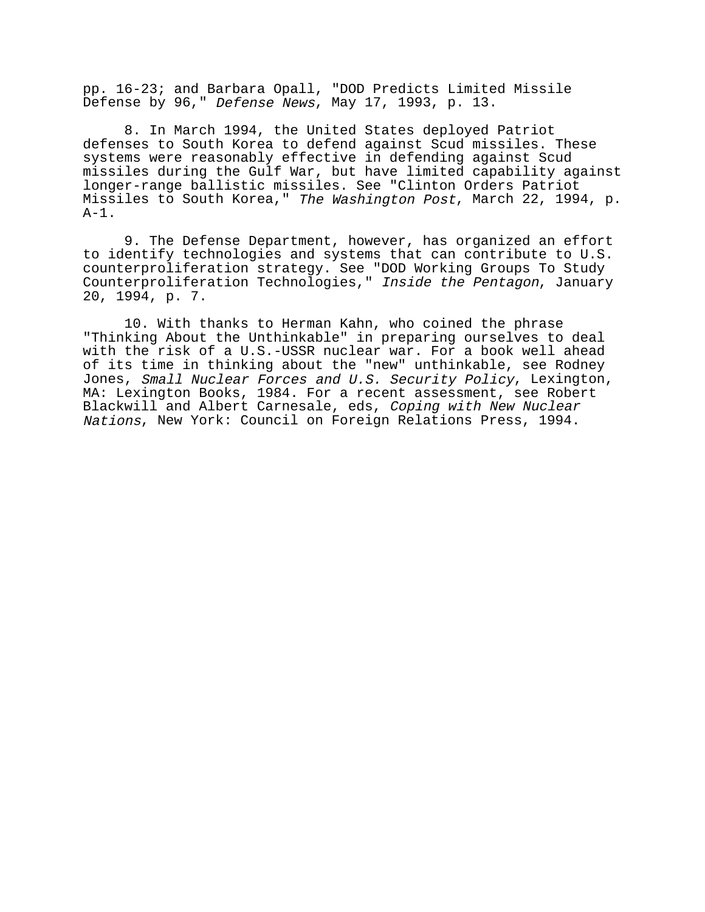pp. 16-23; and Barbara Opall, "DOD Predicts Limited Missile Defense by 96," *Defense News*, May 17, 1993, p. 13.

8. In March 1994, the United States deployed Patriot defenses to South Korea to defend against Scud missiles. These systems were reasonably effective in defending against Scud missiles during the Gulf War, but have limited capability against longer-range ballistic missiles. See "Clinton Orders Patriot Missiles to South Korea," *The Washington Post*, March 22, 1994, p. A-1.

9. The Defense Department, however, has organized an effort to identify technologies and systems that can contribute to U.S. counterproliferation strategy. See "DOD Working Groups To Study Counterproliferation Technologies," *Inside the Pentagon*, January 20, 1994, p. 7.

10. With thanks to Herman Kahn, who coined the phrase "Thinking About the Unthinkable" in preparing ourselves to deal with the risk of a U.S.-USSR nuclear war. For a book well ahead of its time in thinking about the "new" unthinkable, see Rodney Jones, *Small Nuclear Forces and U.S. Security Policy*, Lexington, MA: Lexington Books, 1984. For a recent assessment, see Robert Blackwill and Albert Carnesale, eds, *Coping with New Nuclear Nations*, New York: Council on Foreign Relations Press, 1994.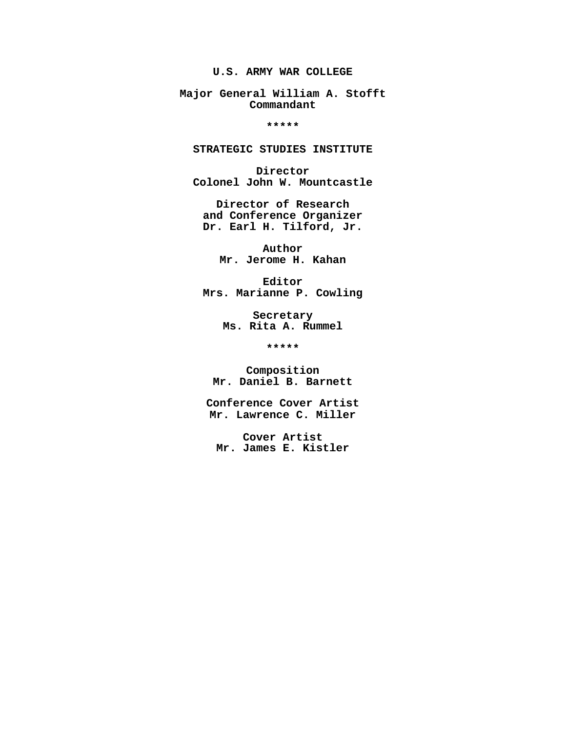**U.S. ARMY WAR COLLEGE**

**Major General William A. Stofft**
**Commandant**

*****

**STRATEGIC STUDIES INSTITUTE**

**Director**
**Colonel John W. Mountcastle**

**Director of Research**
**and Conference Organizer**
**Dr. Earl H. Tilford, Jr.**

**Author**
**Mr. Jerome H. Kahan**

**Editor**
**Mrs. Marianne P. Cowling**

**Secretary**
**Ms. Rita A. Rummel**

*****

**Composition**
**Mr. Daniel B. Barnett**

**Conference Cover Artist**
**Mr. Lawrence C. Miller**

**Cover Artist**
**Mr. James E. Kistler**